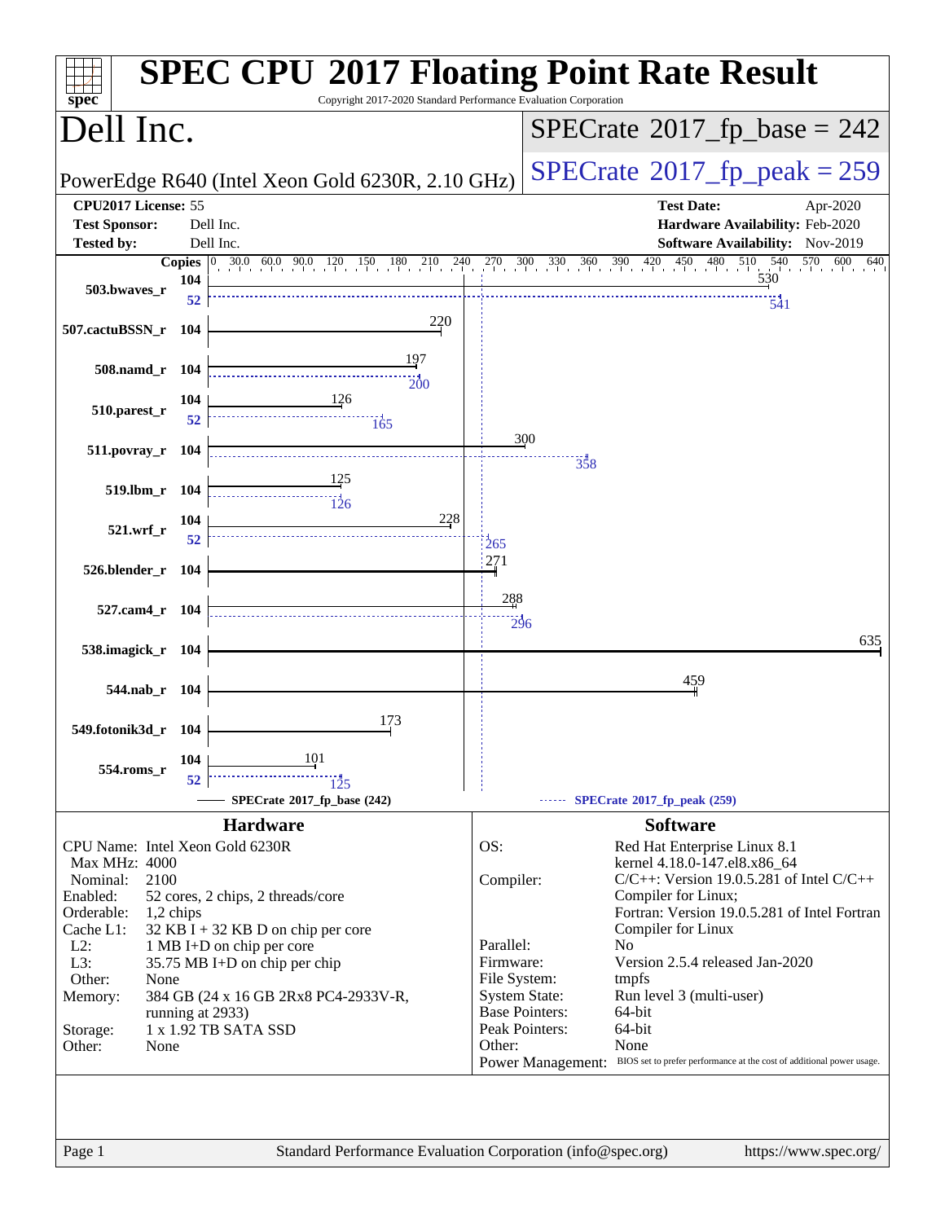# SPEC CPU 2017 Floating Point Rate Result

Copyright 2017-2020 Standard Performance Evaluation Corporation

## Dell Inc.

PowerEdge R640 (Intel Xeon Gold 6230R, 2.10 GHz)

**SPECrate 2017_fp_base = 242**

**SPECrate 2017_fp_peak = 259**

| | | | |
|---|---|---|---|
| **CPU2017 License:** | 55 | **Test Date:** | Apr-2020 |
| **Test Sponsor:** | Dell Inc. | **Hardware Availability:** | Feb-2020 |
| **Tested by:** | Dell Inc. | **Software Availability:** | Nov-2019 |

| Benchmark | Copies (base) | Base | Copies (peak) | Peak |
|---|---|---|---|---|
| 503.bwaves_r | 104 | 530 | 52 | 541 |
| 507.cactuBSSN_r | 104 | 220 | | |
| 508.namd_r | 104 | 197 | | 200 |
| 510.parest_r | 104 | 126 | 52 | 165 |
| 511.povray_r | 104 | 300 | | 358 |
| 519.lbm_r | 104 | 125 | | 126 |
| 521.wrf_r | 104 | 228 | 52 | 265 |
| 526.blender_r | 104 | 271 | | |
| 527.cam4_r | 104 | 288 | | 296 |
| 538.imagick_r | 104 | 635 | | |
| 544.nab_r | 104 | 459 | | |
| 549.fotonik3d_r | 104 | 173 | | |
| 554.roms_r | 104 | 101 | 52 | 125 |

SPECrate 2017_fp_base (242) — SPECrate 2017_fp_peak (259)

### Hardware

| | |
|---|---|
| CPU Name: | Intel Xeon Gold 6230R |
| Max MHz: | 4000 |
| Nominal: | 2100 |
| Enabled: | 52 cores, 2 chips, 2 threads/core |
| Orderable: | 1,2 chips |
| Cache L1: | 32 KB I + 32 KB D on chip per core |
| L2: | 1 MB I+D on chip per core |
| L3: | 35.75 MB I+D on chip per chip |
| Other: | None |
| Memory: | 384 GB (24 x 16 GB 2Rx8 PC4-2933V-R, running at 2933) |
| Storage: | 1 x 1.92 TB SATA SSD |
| Other: | None |

### Software

| | |
|---|---|
| OS: | Red Hat Enterprise Linux 8.1 kernel 4.18.0-147.el8.x86_64 |
| Compiler: | C/C++: Version 19.0.5.281 of Intel C/C++ Compiler for Linux; Fortran: Version 19.0.5.281 of Intel Fortran Compiler for Linux |
| Parallel: | No |
| Firmware: | Version 2.5.4 released Jan-2020 |
| File System: | tmpfs |
| System State: | Run level 3 (multi-user) |
| Base Pointers: | 64-bit |
| Peak Pointers: | 64-bit |
| Other: | None |
| Power Management: | BIOS set to prefer performance at the cost of additional power usage. |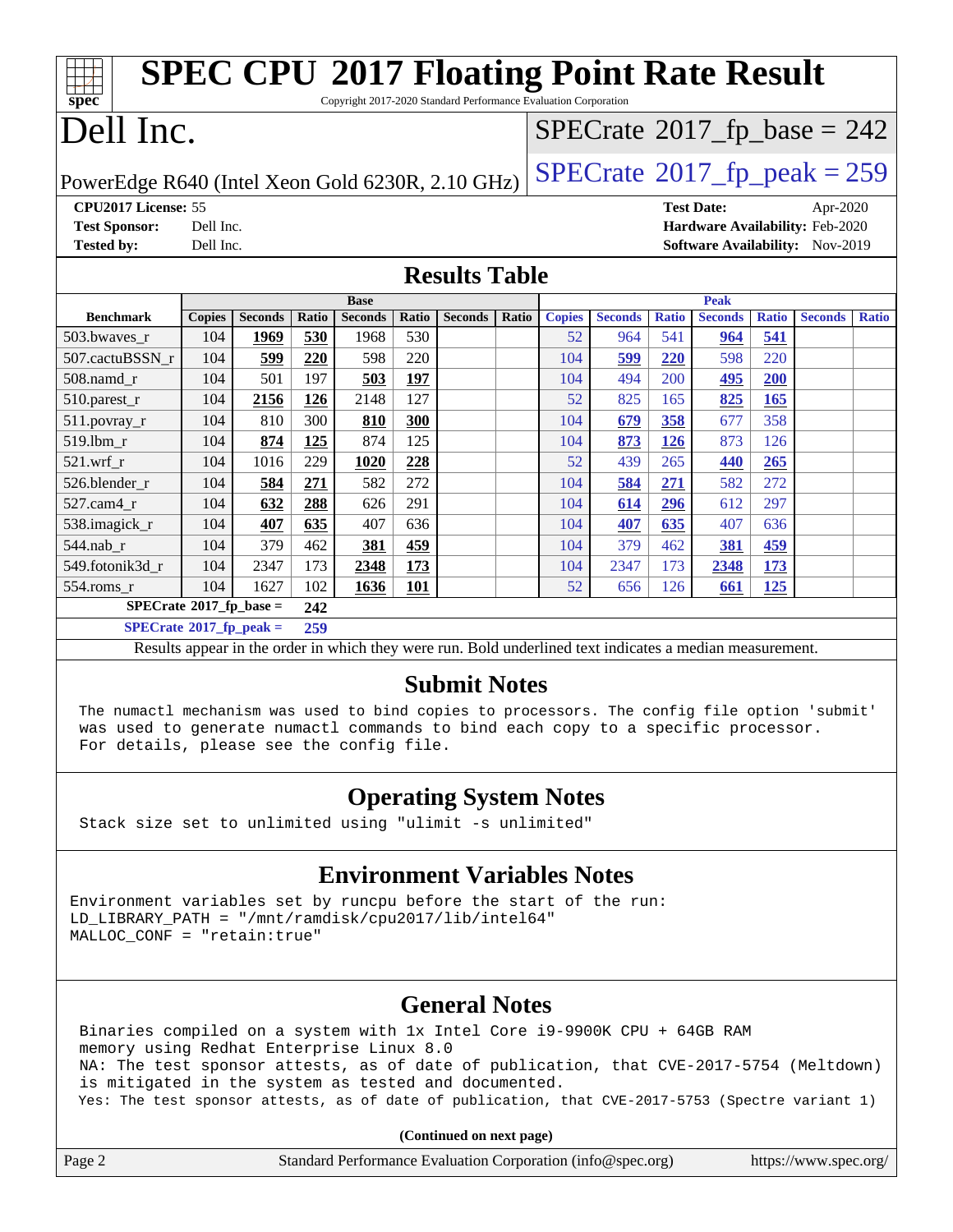# SPEC CPU 2017 Floating Point Rate Result

Copyright 2017-2020 Standard Performance Evaluation Corporation

# Dell Inc.

PowerEdge R640 (Intel Xeon Gold 6230R, 2.10 GHz)

SPECrate 2017_fp_base = 242

SPECrate 2017_fp_peak = 259

**CPU2017 License:** 55
**Test Sponsor:** Dell Inc.
**Tested by:** Dell Inc.

**Test Date:** Apr-2020
**Hardware Availability:** Feb-2020
**Software Availability:** Nov-2019

## Results Table

| Benchmark | Base | | | | | | | Peak | | | | | | |
|---|---|---|---|---|---|---|---|---|---|---|---|---|---|---|
| | Copies | Seconds | Ratio | Seconds | Ratio | Seconds | Ratio | Copies | Seconds | Ratio | Seconds | Ratio | Seconds | Ratio |
| 503.bwaves_r | 104 | **1969** | **530** | 1968 | 530 | | | 52 | 964 | 541 | **964** | **541** | | |
| 507.cactuBSSN_r | 104 | **599** | **220** | 598 | 220 | | | 104 | **599** | **220** | 598 | 220 | | |
| 508.namd_r | 104 | 501 | 197 | **503** | **197** | | | 104 | 494 | 200 | **495** | **200** | | |
| 510.parest_r | 104 | **2156** | **126** | 2148 | 127 | | | 52 | 825 | 165 | **825** | **165** | | |
| 511.povray_r | 104 | 810 | 300 | **810** | **300** | | | 104 | **679** | **358** | 677 | 358 | | |
| 519.lbm_r | 104 | **874** | **125** | 874 | 125 | | | 104 | **873** | **126** | 873 | 126 | | |
| 521.wrf_r | 104 | 1016 | 229 | **1020** | **228** | | | 52 | 439 | 265 | **440** | **265** | | |
| 526.blender_r | 104 | **584** | **271** | 582 | 272 | | | 104 | **584** | **271** | 582 | 272 | | |
| 527.cam4_r | 104 | **632** | **288** | 626 | 291 | | | 104 | **614** | **296** | 612 | 297 | | |
| 538.imagick_r | 104 | **407** | **635** | 407 | 636 | | | 104 | **407** | **635** | 407 | 636 | | |
| 544.nab_r | 104 | 379 | 462 | **381** | **459** | | | 104 | 379 | 462 | **381** | **459** | | |
| 549.fotonik3d_r | 104 | 2347 | 173 | **2348** | **173** | | | 104 | 2347 | 173 | **2348** | **173** | | |
| 554.roms_r | 104 | 1627 | 102 | **1636** | **101** | | | 52 | 656 | 126 | **661** | **125** | | |

**SPECrate 2017_fp_base = 242**

**SPECrate 2017_fp_peak = 259**

Results appear in the order in which they were run. Bold underlined text indicates a median measurement.

## Submit Notes

```
The numactl mechanism was used to bind copies to processors. The config file option 'submit'
was used to generate numactl commands to bind each copy to a specific processor.
For details, please see the config file.
```

## Operating System Notes

```
Stack size set to unlimited using "ulimit -s unlimited"
```

## Environment Variables Notes

```
Environment variables set by runcpu before the start of the run:
LD_LIBRARY_PATH = "/mnt/ramdisk/cpu2017/lib/intel64"
MALLOC_CONF = "retain:true"
```

## General Notes

```
Binaries compiled on a system with 1x Intel Core i9-9900K CPU + 64GB RAM
memory using Redhat Enterprise Linux 8.0
NA: The test sponsor attests, as of date of publication, that CVE-2017-5754 (Meltdown)
is mitigated in the system as tested and documented.
Yes: The test sponsor attests, as of date of publication, that CVE-2017-5753 (Spectre variant 1)
```

**(Continued on next page)**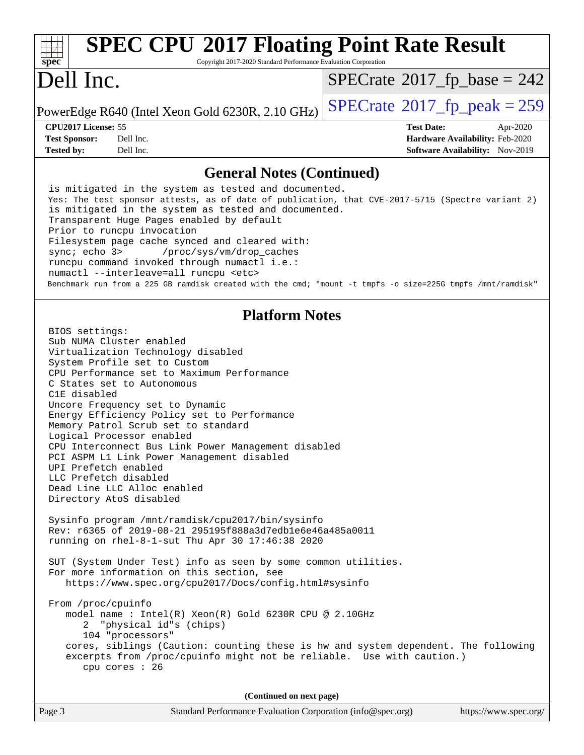# SPEC CPU 2017 Floating Point Rate Result

Copyright 2017-2020 Standard Performance Evaluation Corporation

# Dell Inc.

PowerEdge R640 (Intel Xeon Gold 6230R, 2.10 GHz)

SPECrate 2017_fp_base = 242

SPECrate 2017_fp_peak = 259

**CPU2017 License:** 55
**Test Sponsor:** Dell Inc.
**Tested by:** Dell Inc.

**Test Date:** Apr-2020
**Hardware Availability:** Feb-2020
**Software Availability:** Nov-2019

## General Notes (Continued)

```
 is mitigated in the system as tested and documented.
 Yes: The test sponsor attests, as of date of publication, that CVE-2017-5715 (Spectre variant 2)
 is mitigated in the system as tested and documented.
 Transparent Huge Pages enabled by default
 Prior to runcpu invocation
 Filesystem page cache synced and cleared with:
 sync; echo 3>       /proc/sys/vm/drop_caches
 runcpu command invoked through numactl i.e.:
 numactl --interleave=all runcpu <etc>
 Benchmark run from a 225 GB ramdisk created with the cmd; "mount -t tmpfs -o size=225G tmpfs /mnt/ramdisk"
```

## Platform Notes

```
 BIOS settings:
 Sub NUMA Cluster enabled
 Virtualization Technology disabled
 System Profile set to Custom
 CPU Performance set to Maximum Performance
 C States set to Autonomous
 C1E disabled
 Uncore Frequency set to Dynamic
 Energy Efficiency Policy set to Performance
 Memory Patrol Scrub set to standard
 Logical Processor enabled
 CPU Interconnect Bus Link Power Management disabled
 PCI ASPM L1 Link Power Management disabled
 UPI Prefetch enabled
 LLC Prefetch disabled
 Dead Line LLC Alloc enabled
 Directory AtoS disabled

 Sysinfo program /mnt/ramdisk/cpu2017/bin/sysinfo
 Rev: r6365 of 2019-08-21 295195f888a3d7edb1e6e46a485a0011
 running on rhel-8-1-sut Thu Apr 30 17:46:38 2020

 SUT (System Under Test) info as seen by some common utilities.
 For more information on this section, see
    https://www.spec.org/cpu2017/Docs/config.html#sysinfo

 From /proc/cpuinfo
    model name : Intel(R) Xeon(R) Gold 6230R CPU @ 2.10GHz
       2  "physical id"s (chips)
       104 "processors"
    cores, siblings (Caution: counting these is hw and system dependent. The following
    excerpts from /proc/cpuinfo might not be reliable.  Use with caution.)
       cpu cores : 26
```

(Continued on next page)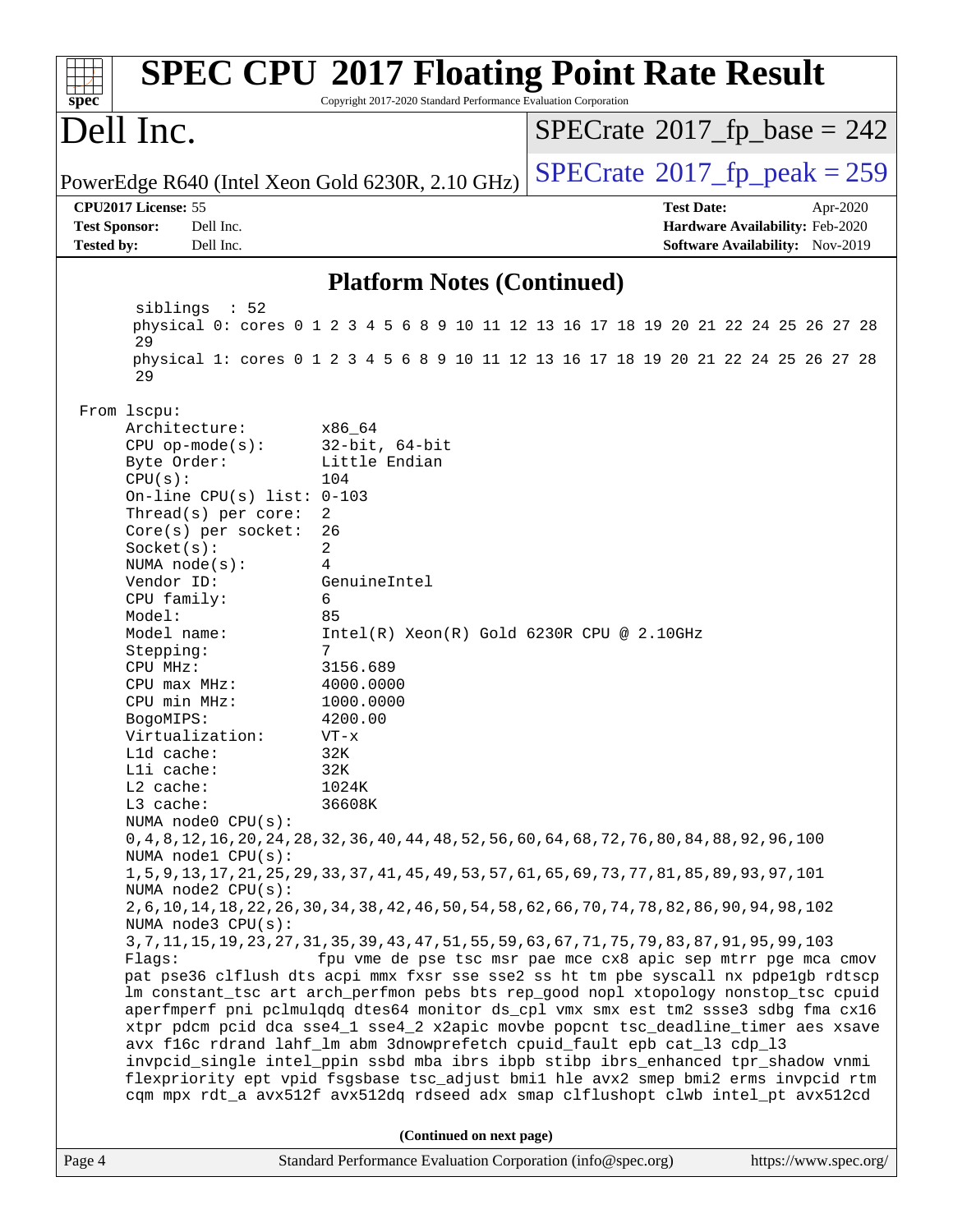## Platform Notes (Continued)

```
    siblings  : 52
    physical 0: cores 0 1 2 3 4 5 6 8 9 10 11 12 13 16 17 18 19 20 21 22 24 25 26 27 28
    29
    physical 1: cores 0 1 2 3 4 5 6 8 9 10 11 12 13 16 17 18 19 20 21 22 24 25 26 27 28
    29

From lscpu:
     Architecture:          x86_64
     CPU op-mode(s):        32-bit, 64-bit
     Byte Order:            Little Endian
     CPU(s):                104
     On-line CPU(s) list: 0-103
     Thread(s) per core:  2
     Core(s) per socket:  26
     Socket(s):             2
     NUMA node(s):          4
     Vendor ID:             GenuineIntel
     CPU family:            6
     Model:                 85
     Model name:            Intel(R) Xeon(R) Gold 6230R CPU @ 2.10GHz
     Stepping:              7
     CPU MHz:               3156.689
     CPU max MHz:           4000.0000
     CPU min MHz:           1000.0000
     BogoMIPS:              4200.00
     Virtualization:        VT-x
     L1d cache:             32K
     L1i cache:             32K
     L2 cache:              1024K
     L3 cache:              36608K
     NUMA node0 CPU(s):
     0,4,8,12,16,20,24,28,32,36,40,44,48,52,56,60,64,68,72,76,80,84,88,92,96,100
     NUMA node1 CPU(s):
     1,5,9,13,17,21,25,29,33,37,41,45,49,53,57,61,65,69,73,77,81,85,89,93,97,101
     NUMA node2 CPU(s):
     2,6,10,14,18,22,26,30,34,38,42,46,50,54,58,62,66,70,74,78,82,86,90,94,98,102
     NUMA node3 CPU(s):
     3,7,11,15,19,23,27,31,35,39,43,47,51,55,59,63,67,71,75,79,83,87,91,95,99,103
     Flags:                 fpu vme de pse tsc msr pae mce cx8 apic sep mtrr pge mca cmov
     pat pse36 clflush dts acpi mmx fxsr sse sse2 ss ht tm pbe syscall nx pdpe1gb rdtscp
     lm constant_tsc art arch_perfmon pebs bts rep_good nopl xtopology nonstop_tsc cpuid
     aperfmperf pni pclmulqdq dtes64 monitor ds_cpl vmx smx est tm2 ssse3 sdbg fma cx16
     xtpr pdcm pcid dca sse4_1 sse4_2 x2apic movbe popcnt tsc_deadline_timer aes xsave
     avx f16c rdrand lahf_lm abm 3dnowprefetch cpuid_fault epb cat_l3 cdp_l3
     invpcid_single intel_ppin ssbd mba ibrs ibpb stibp ibrs_enhanced tpr_shadow vnmi
     flexpriority ept vpid fsgsbase tsc_adjust bmi1 hle avx2 smep bmi2 erms invpcid rtm
     cqm mpx rdt_a avx512f avx512dq rdseed adx smap clflushopt clwb intel_pt avx512cd
```

(Continued on next page)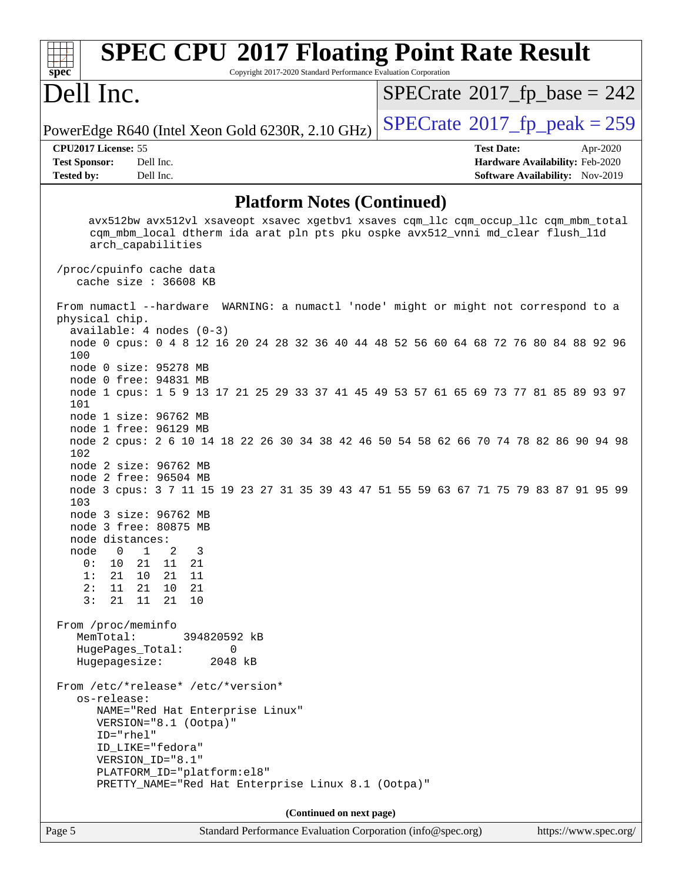# SPEC CPU 2017 Floating Point Rate Result

Copyright 2017-2020 Standard Performance Evaluation Corporation

# Dell Inc.

PowerEdge R640 (Intel Xeon Gold 6230R, 2.10 GHz)

SPECrate 2017_fp_base = 242

SPECrate 2017_fp_peak = 259

**CPU2017 License:** 55
**Test Sponsor:** Dell Inc.
**Tested by:** Dell Inc.

**Test Date:** Apr-2020
**Hardware Availability:** Feb-2020
**Software Availability:** Nov-2019

## Platform Notes (Continued)

```
      avx512bw avx512vl xsaveopt xsavec xgetbv1 xsaves cqm_llc cqm_occup_llc cqm_mbm_total
      cqm_mbm_local dtherm ida arat pln pts pku ospke avx512_vnni md_clear flush_l1d
      arch_capabilities

 /proc/cpuinfo cache data
    cache size : 36608 KB

 From numactl --hardware  WARNING: a numactl 'node' might or might not correspond to a
 physical chip.
   available: 4 nodes (0-3)
   node 0 cpus: 0 4 8 12 16 20 24 28 32 36 40 44 48 52 56 60 64 68 72 76 80 84 88 92 96
   100
   node 0 size: 95278 MB
   node 0 free: 94831 MB
   node 1 cpus: 1 5 9 13 17 21 25 29 33 37 41 45 49 53 57 61 65 69 73 77 81 85 89 93 97
   101
   node 1 size: 96762 MB
   node 1 free: 96129 MB
   node 2 cpus: 2 6 10 14 18 22 26 30 34 38 42 46 50 54 58 62 66 70 74 78 82 86 90 94 98
   102
   node 2 size: 96762 MB
   node 2 free: 96504 MB
   node 3 cpus: 3 7 11 15 19 23 27 31 35 39 43 47 51 55 59 63 67 71 75 79 83 87 91 95 99
   103
   node 3 size: 96762 MB
   node 3 free: 80875 MB
   node distances:
   node   0   1   2   3
     0:  10  21  11  21
     1:  21  10  21  11
     2:  11  21  10  21
     3:  21  11  21  10

 From /proc/meminfo
    MemTotal:       394820592 kB
    HugePages_Total:       0
    Hugepagesize:       2048 kB

 From /etc/*release* /etc/*version*
    os-release:
       NAME="Red Hat Enterprise Linux"
       VERSION="8.1 (Ootpa)"
       ID="rhel"
       ID_LIKE="fedora"
       VERSION_ID="8.1"
       PLATFORM_ID="platform:el8"
       PRETTY_NAME="Red Hat Enterprise Linux 8.1 (Ootpa)"
```

**(Continued on next page)**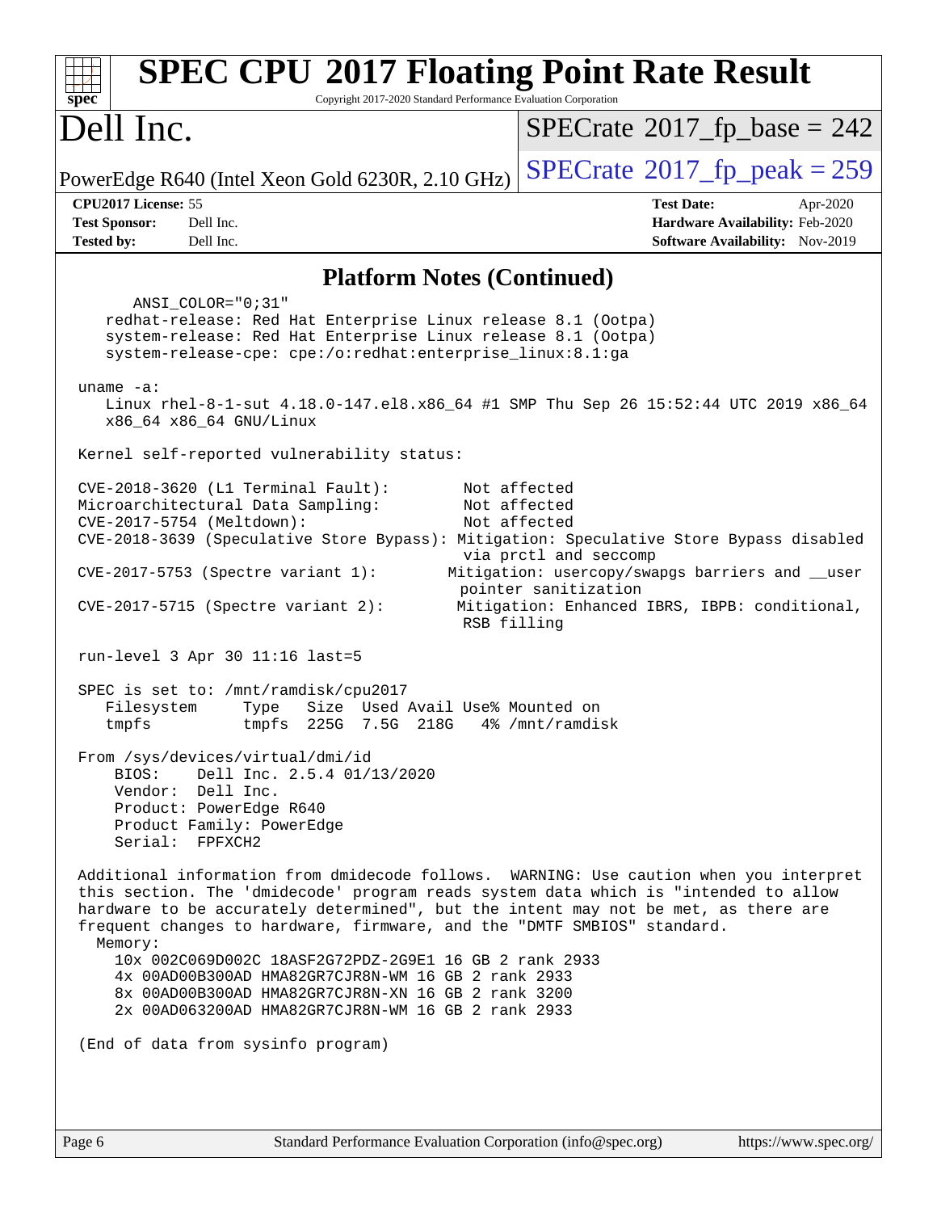# SPEC CPU 2017 Floating Point Rate Result

Copyright 2017-2020 Standard Performance Evaluation Corporation

## Dell Inc.

PowerEdge R640 (Intel Xeon Gold 6230R, 2.10 GHz)

SPECrate 2017_fp_base = 242

SPECrate 2017_fp_peak = 259

**CPU2017 License:** 55
**Test Sponsor:** Dell Inc.
**Tested by:** Dell Inc.

**Test Date:** Apr-2020
**Hardware Availability:** Feb-2020
**Software Availability:** Nov-2019

### Platform Notes (Continued)

```
      ANSI_COLOR="0;31"
    redhat-release: Red Hat Enterprise Linux release 8.1 (Ootpa)
    system-release: Red Hat Enterprise Linux release 8.1 (Ootpa)
    system-release-cpe: cpe:/o:redhat:enterprise_linux:8.1:ga

 uname -a:
    Linux rhel-8-1-sut 4.18.0-147.el8.x86_64 #1 SMP Thu Sep 26 15:52:44 UTC 2019 x86_64
    x86_64 x86_64 GNU/Linux

 Kernel self-reported vulnerability status:

 CVE-2018-3620 (L1 Terminal Fault):         Not affected
 Microarchitectural Data Sampling:          Not affected
 CVE-2017-5754 (Meltdown):                  Not affected
 CVE-2018-3639 (Speculative Store Bypass): Mitigation: Speculative Store Bypass disabled
                                            via prctl and seccomp
 CVE-2017-5753 (Spectre variant 1):        Mitigation: usercopy/swapgs barriers and __user
                                            pointer sanitization
 CVE-2017-5715 (Spectre variant 2):        Mitigation: Enhanced IBRS, IBPB: conditional,
                                            RSB filling

 run-level 3 Apr 30 11:16 last=5

 SPEC is set to: /mnt/ramdisk/cpu2017
    Filesystem     Type   Size  Used Avail Use% Mounted on
    tmpfs          tmpfs  225G  7.5G  218G   4% /mnt/ramdisk

 From /sys/devices/virtual/dmi/id
     BIOS:    Dell Inc. 2.5.4 01/13/2020
     Vendor:  Dell Inc.
     Product: PowerEdge R640
     Product Family: PowerEdge
     Serial:  FPFXCH2

 Additional information from dmidecode follows.  WARNING: Use caution when you interpret
 this section. The 'dmidecode' program reads system data which is "intended to allow
 hardware to be accurately determined", but the intent may not be met, as there are
 frequent changes to hardware, firmware, and the "DMTF SMBIOS" standard.
   Memory:
     10x 002C069D002C 18ASF2G72PDZ-2G9E1 16 GB 2 rank 2933
     4x 00AD00B300AD HMA82GR7CJR8N-WM 16 GB 2 rank 2933
     8x 00AD00B300AD HMA82GR7CJR8N-XN 16 GB 2 rank 3200
     2x 00AD063200AD HMA82GR7CJR8N-WM 16 GB 2 rank 2933

 (End of data from sysinfo program)
```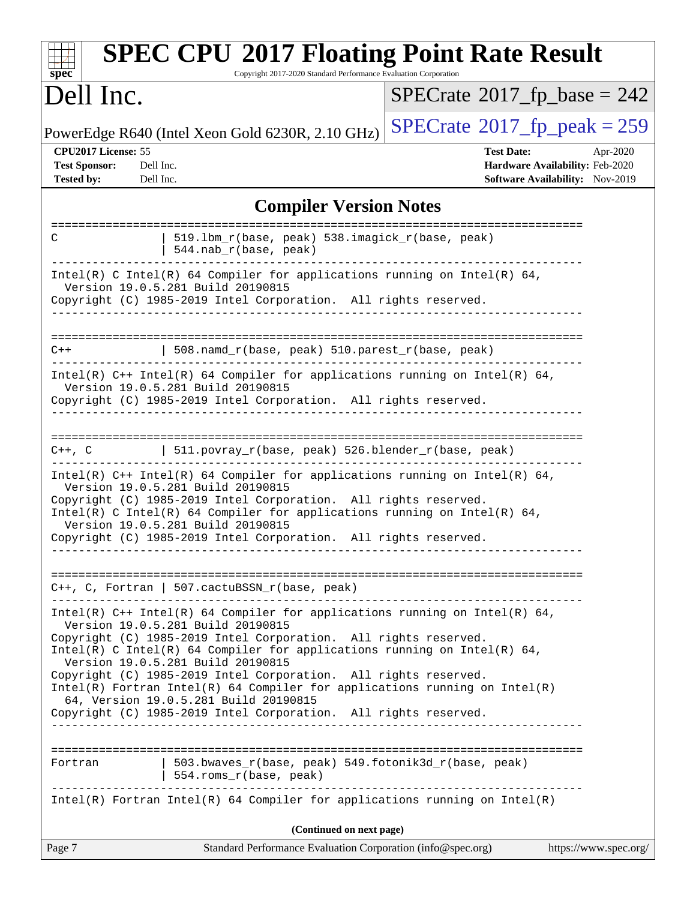# SPEC CPU 2017 Floating Point Rate Result

Copyright 2017-2020 Standard Performance Evaluation Corporation

# Dell Inc.

PowerEdge R640 (Intel Xeon Gold 6230R, 2.10 GHz)

SPECrate 2017_fp_base = 242

SPECrate 2017_fp_peak = 259

**CPU2017 License:** 55
**Test Sponsor:** Dell Inc.
**Tested by:** Dell Inc.

**Test Date:** Apr-2020
**Hardware Availability:** Feb-2020
**Software Availability:** Nov-2019

## Compiler Version Notes

```
==============================================================================
C               | 519.lbm_r(base, peak) 538.imagick_r(base, peak)
                | 544.nab_r(base, peak)
------------------------------------------------------------------------------
Intel(R) C Intel(R) 64 Compiler for applications running on Intel(R) 64,
  Version 19.0.5.281 Build 20190815
Copyright (C) 1985-2019 Intel Corporation.  All rights reserved.
------------------------------------------------------------------------------

==============================================================================
C++             | 508.namd_r(base, peak) 510.parest_r(base, peak)
------------------------------------------------------------------------------
Intel(R) C++ Intel(R) 64 Compiler for applications running on Intel(R) 64,
  Version 19.0.5.281 Build 20190815
Copyright (C) 1985-2019 Intel Corporation.  All rights reserved.
------------------------------------------------------------------------------

==============================================================================
C++, C          | 511.povray_r(base, peak) 526.blender_r(base, peak)
------------------------------------------------------------------------------
Intel(R) C++ Intel(R) 64 Compiler for applications running on Intel(R) 64,
  Version 19.0.5.281 Build 20190815
Copyright (C) 1985-2019 Intel Corporation.  All rights reserved.
Intel(R) C Intel(R) 64 Compiler for applications running on Intel(R) 64,
  Version 19.0.5.281 Build 20190815
Copyright (C) 1985-2019 Intel Corporation.  All rights reserved.
------------------------------------------------------------------------------

==============================================================================
C++, C, Fortran | 507.cactuBSSN_r(base, peak)
------------------------------------------------------------------------------
Intel(R) C++ Intel(R) 64 Compiler for applications running on Intel(R) 64,
  Version 19.0.5.281 Build 20190815
Copyright (C) 1985-2019 Intel Corporation.  All rights reserved.
Intel(R) C Intel(R) 64 Compiler for applications running on Intel(R) 64,
  Version 19.0.5.281 Build 20190815
Copyright (C) 1985-2019 Intel Corporation.  All rights reserved.
Intel(R) Fortran Intel(R) 64 Compiler for applications running on Intel(R)
  64, Version 19.0.5.281 Build 20190815
Copyright (C) 1985-2019 Intel Corporation.  All rights reserved.
------------------------------------------------------------------------------

==============================================================================
Fortran         | 503.bwaves_r(base, peak) 549.fotonik3d_r(base, peak)
                | 554.roms_r(base, peak)
------------------------------------------------------------------------------
Intel(R) Fortran Intel(R) 64 Compiler for applications running on Intel(R)
```

(Continued on next page)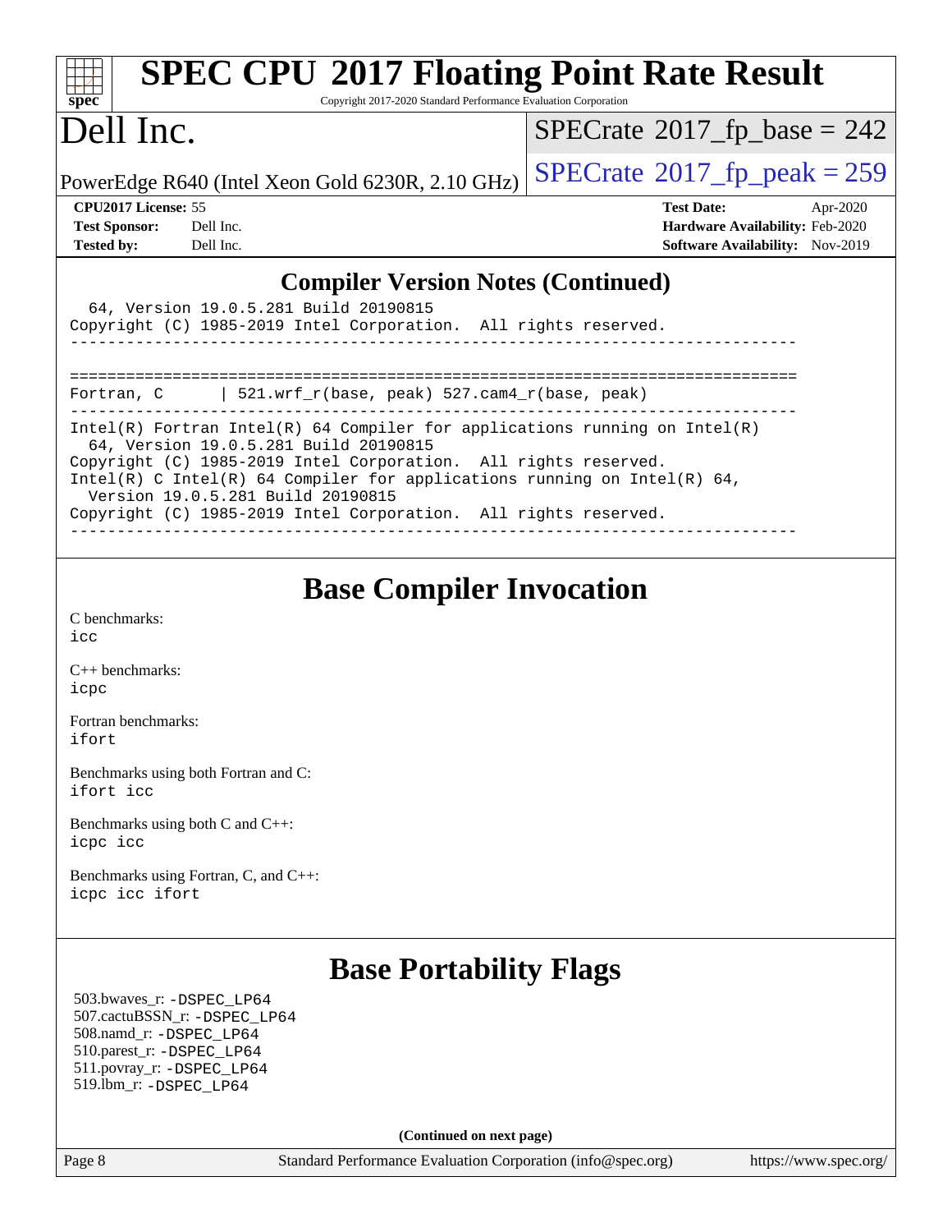## Compiler Version Notes (Continued)

```
  64, Version 19.0.5.281 Build 20190815
Copyright (C) 1985-2019 Intel Corporation.  All rights reserved.
------------------------------------------------------------------------------

==============================================================================
Fortran, C      | 521.wrf_r(base, peak) 527.cam4_r(base, peak)
------------------------------------------------------------------------------
Intel(R) Fortran Intel(R) 64 Compiler for applications running on Intel(R)
  64, Version 19.0.5.281 Build 20190815
Copyright (C) 1985-2019 Intel Corporation.  All rights reserved.
Intel(R) C Intel(R) 64 Compiler for applications running on Intel(R) 64,
  Version 19.0.5.281 Build 20190815
Copyright (C) 1985-2019 Intel Corporation.  All rights reserved.
------------------------------------------------------------------------------
```

## Base Compiler Invocation

C benchmarks:
icc

C++ benchmarks:
icpc

Fortran benchmarks:
ifort

Benchmarks using both Fortran and C:
ifort icc

Benchmarks using both C and C++:
icpc icc

Benchmarks using Fortran, C, and C++:
icpc icc ifort

## Base Portability Flags

503.bwaves_r: -DSPEC_LP64
507.cactuBSSN_r: -DSPEC_LP64
508.namd_r: -DSPEC_LP64
510.parest_r: -DSPEC_LP64
511.povray_r: -DSPEC_LP64
519.lbm_r: -DSPEC_LP64

(Continued on next page)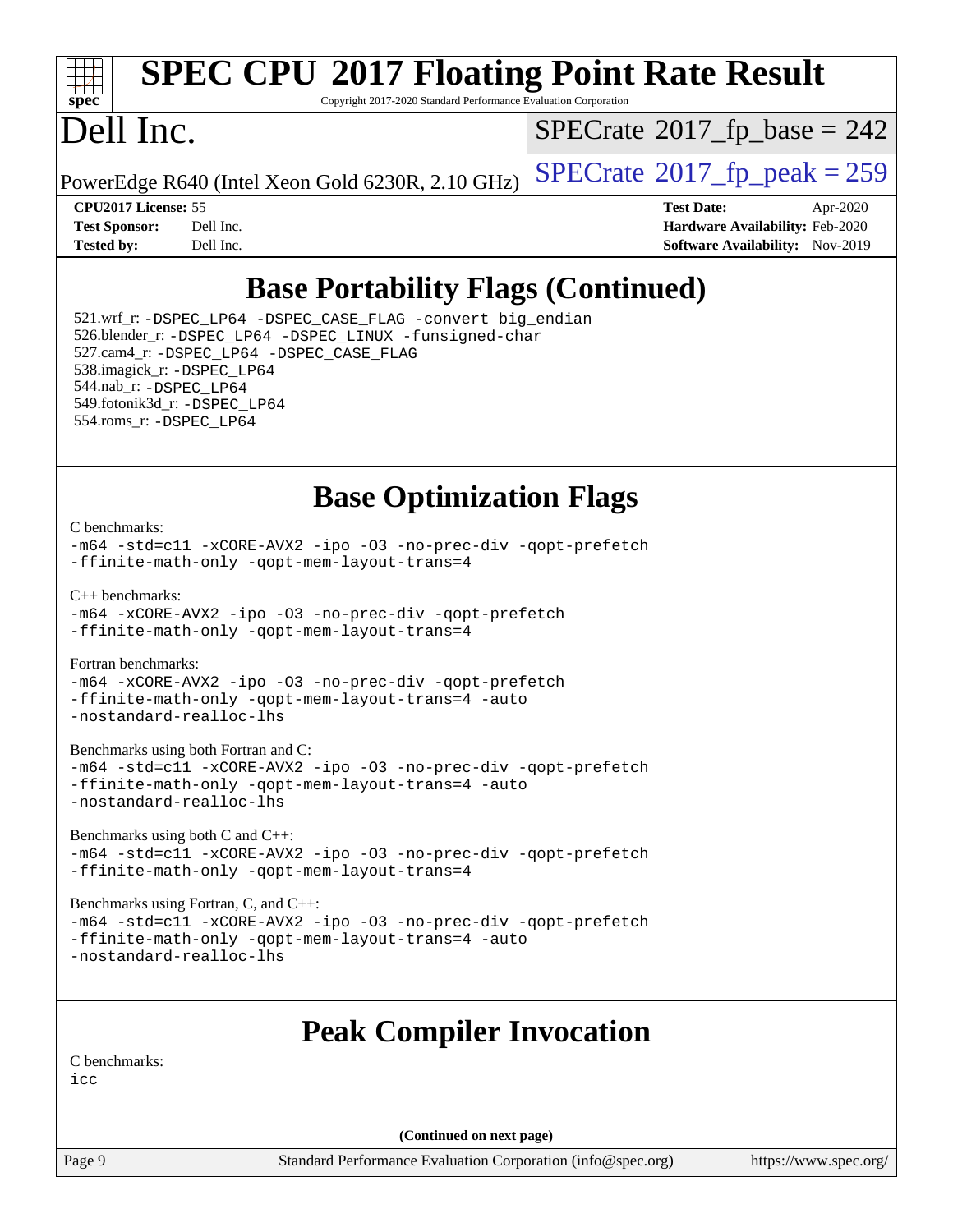# SPEC CPU 2017 Floating Point Rate Result

Copyright 2017-2020 Standard Performance Evaluation Corporation

# Dell Inc.

PowerEdge R640 (Intel Xeon Gold 6230R, 2.10 GHz)

SPECrate 2017_fp_base = 242

SPECrate 2017_fp_peak = 259

**CPU2017 License:** 55
**Test Sponsor:** Dell Inc.
**Tested by:** Dell Inc.

**Test Date:** Apr-2020
**Hardware Availability:** Feb-2020
**Software Availability:** Nov-2019

## Base Portability Flags (Continued)

521.wrf_r: -DSPEC_LP64 -DSPEC_CASE_FLAG -convert big_endian
526.blender_r: -DSPEC_LP64 -DSPEC_LINUX -funsigned-char
527.cam4_r: -DSPEC_LP64 -DSPEC_CASE_FLAG
538.imagick_r: -DSPEC_LP64
544.nab_r: -DSPEC_LP64
549.fotonik3d_r: -DSPEC_LP64
554.roms_r: -DSPEC_LP64

## Base Optimization Flags

C benchmarks:
-m64 -std=c11 -xCORE-AVX2 -ipo -O3 -no-prec-div -qopt-prefetch
-ffinite-math-only -qopt-mem-layout-trans=4

C++ benchmarks:
-m64 -xCORE-AVX2 -ipo -O3 -no-prec-div -qopt-prefetch
-ffinite-math-only -qopt-mem-layout-trans=4

Fortran benchmarks:
-m64 -xCORE-AVX2 -ipo -O3 -no-prec-div -qopt-prefetch
-ffinite-math-only -qopt-mem-layout-trans=4 -auto
-nostandard-realloc-lhs

Benchmarks using both Fortran and C:
-m64 -std=c11 -xCORE-AVX2 -ipo -O3 -no-prec-div -qopt-prefetch
-ffinite-math-only -qopt-mem-layout-trans=4 -auto
-nostandard-realloc-lhs

Benchmarks using both C and C++:
-m64 -std=c11 -xCORE-AVX2 -ipo -O3 -no-prec-div -qopt-prefetch
-ffinite-math-only -qopt-mem-layout-trans=4

Benchmarks using Fortran, C, and C++:
-m64 -std=c11 -xCORE-AVX2 -ipo -O3 -no-prec-div -qopt-prefetch
-ffinite-math-only -qopt-mem-layout-trans=4 -auto
-nostandard-realloc-lhs

## Peak Compiler Invocation

C benchmarks:
icc

(Continued on next page)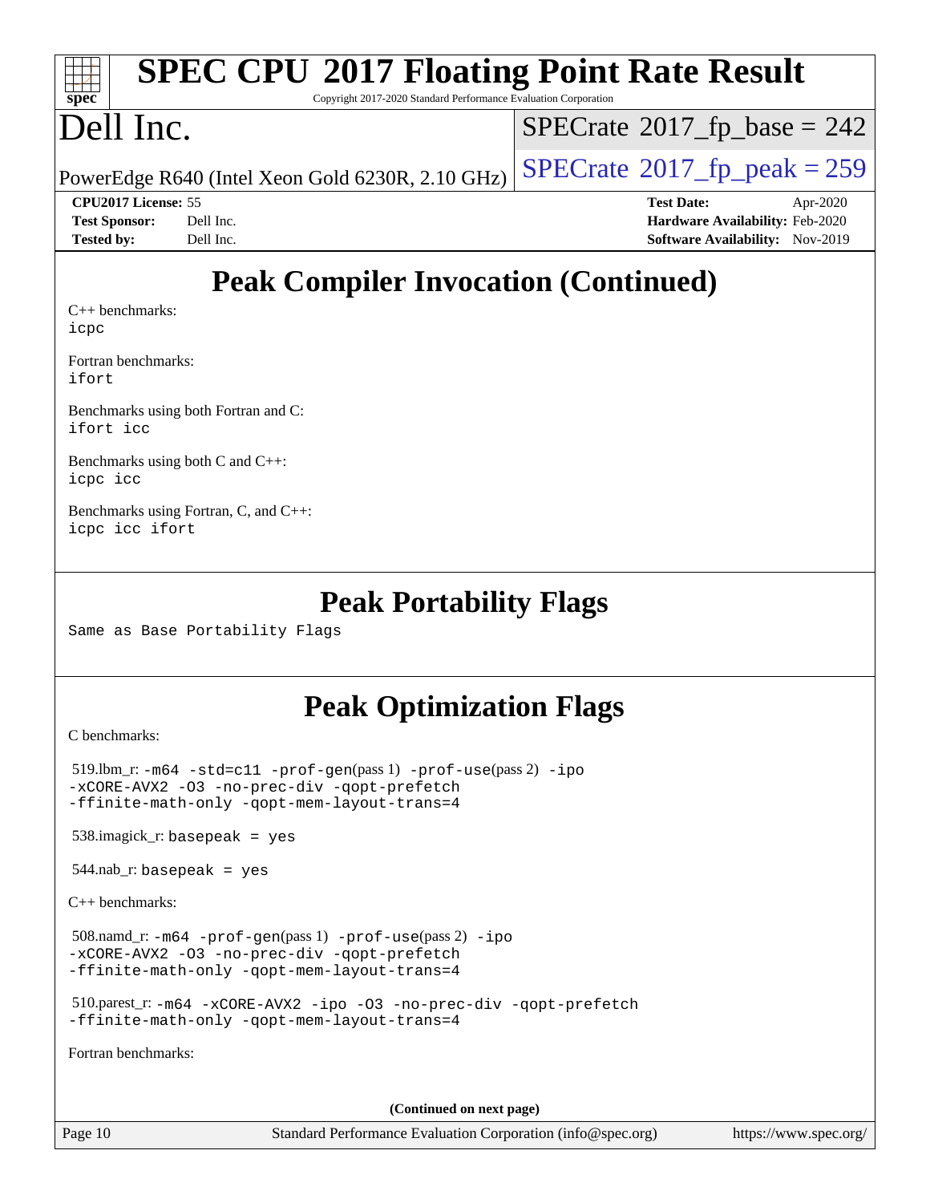## Peak Compiler Invocation (Continued)

C++ benchmarks:
icpc

Fortran benchmarks:
ifort

Benchmarks using both Fortran and C:
ifort icc

Benchmarks using both C and C++:
icpc icc

Benchmarks using Fortran, C, and C++:
icpc icc ifort

## Peak Portability Flags

Same as Base Portability Flags

## Peak Optimization Flags

C benchmarks:

519.lbm_r: -m64 -std=c11 -prof-gen(pass 1) -prof-use(pass 2) -ipo -xCORE-AVX2 -O3 -no-prec-div -qopt-prefetch -ffinite-math-only -qopt-mem-layout-trans=4

538.imagick_r: basepeak = yes

544.nab_r: basepeak = yes

C++ benchmarks:

508.namd_r: -m64 -prof-gen(pass 1) -prof-use(pass 2) -ipo -xCORE-AVX2 -O3 -no-prec-div -qopt-prefetch -ffinite-math-only -qopt-mem-layout-trans=4

510.parest_r: -m64 -xCORE-AVX2 -ipo -O3 -no-prec-div -qopt-prefetch -ffinite-math-only -qopt-mem-layout-trans=4

Fortran benchmarks:

**(Continued on next page)**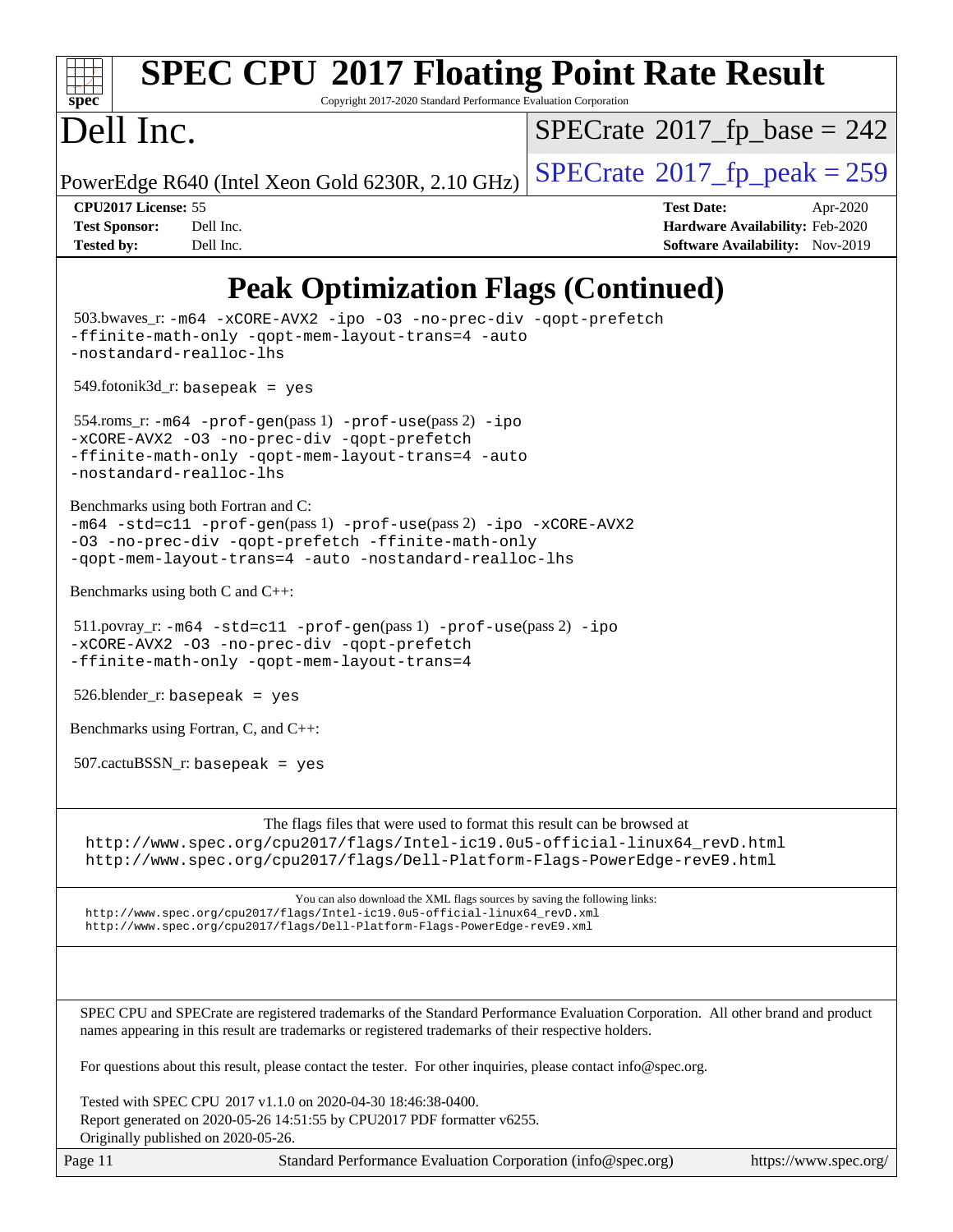# SPEC CPU 2017 Floating Point Rate Result

Copyright 2017-2020 Standard Performance Evaluation Corporation

# Dell Inc.

PowerEdge R640 (Intel Xeon Gold 6230R, 2.10 GHz)

SPECrate 2017_fp_base = 242

SPECrate 2017_fp_peak = 259

**CPU2017 License:** 55
**Test Sponsor:** Dell Inc.
**Tested by:** Dell Inc.

**Test Date:** Apr-2020
**Hardware Availability:** Feb-2020
**Software Availability:** Nov-2019

## Peak Optimization Flags (Continued)

503.bwaves_r: `-m64 -xCORE-AVX2 -ipo -O3 -no-prec-div -qopt-prefetch -ffinite-math-only -qopt-mem-layout-trans=4 -auto -nostandard-realloc-lhs`

549.fotonik3d_r: `basepeak = yes`

554.roms_r: `-m64 -prof-gen(pass 1) -prof-use(pass 2) -ipo -xCORE-AVX2 -O3 -no-prec-div -qopt-prefetch -ffinite-math-only -qopt-mem-layout-trans=4 -auto -nostandard-realloc-lhs`

Benchmarks using both Fortran and C:
`-m64 -std=c11 -prof-gen(pass 1) -prof-use(pass 2) -ipo -xCORE-AVX2 -O3 -no-prec-div -qopt-prefetch -ffinite-math-only -qopt-mem-layout-trans=4 -auto -nostandard-realloc-lhs`

Benchmarks using both C and C++:

511.povray_r: `-m64 -std=c11 -prof-gen(pass 1) -prof-use(pass 2) -ipo -xCORE-AVX2 -O3 -no-prec-div -qopt-prefetch -ffinite-math-only -qopt-mem-layout-trans=4`

526.blender_r: `basepeak = yes`

Benchmarks using Fortran, C, and C++:

507.cactuBSSN_r: `basepeak = yes`

The flags files that were used to format this result can be browsed at
http://www.spec.org/cpu2017/flags/Intel-ic19.0u5-official-linux64_revD.html
http://www.spec.org/cpu2017/flags/Dell-Platform-Flags-PowerEdge-revE9.html

You can also download the XML flags sources by saving the following links:
http://www.spec.org/cpu2017/flags/Intel-ic19.0u5-official-linux64_revD.xml
http://www.spec.org/cpu2017/flags/Dell-Platform-Flags-PowerEdge-revE9.xml

SPEC CPU and SPECrate are registered trademarks of the Standard Performance Evaluation Corporation. All other brand and product names appearing in this result are trademarks or registered trademarks of their respective holders.

For questions about this result, please contact the tester. For other inquiries, please contact info@spec.org.

Tested with SPEC CPU 2017 v1.1.0 on 2020-04-30 18:46:38-0400.
Report generated on 2020-05-26 14:51:55 by CPU2017 PDF formatter v6255.
Originally published on 2020-05-26.